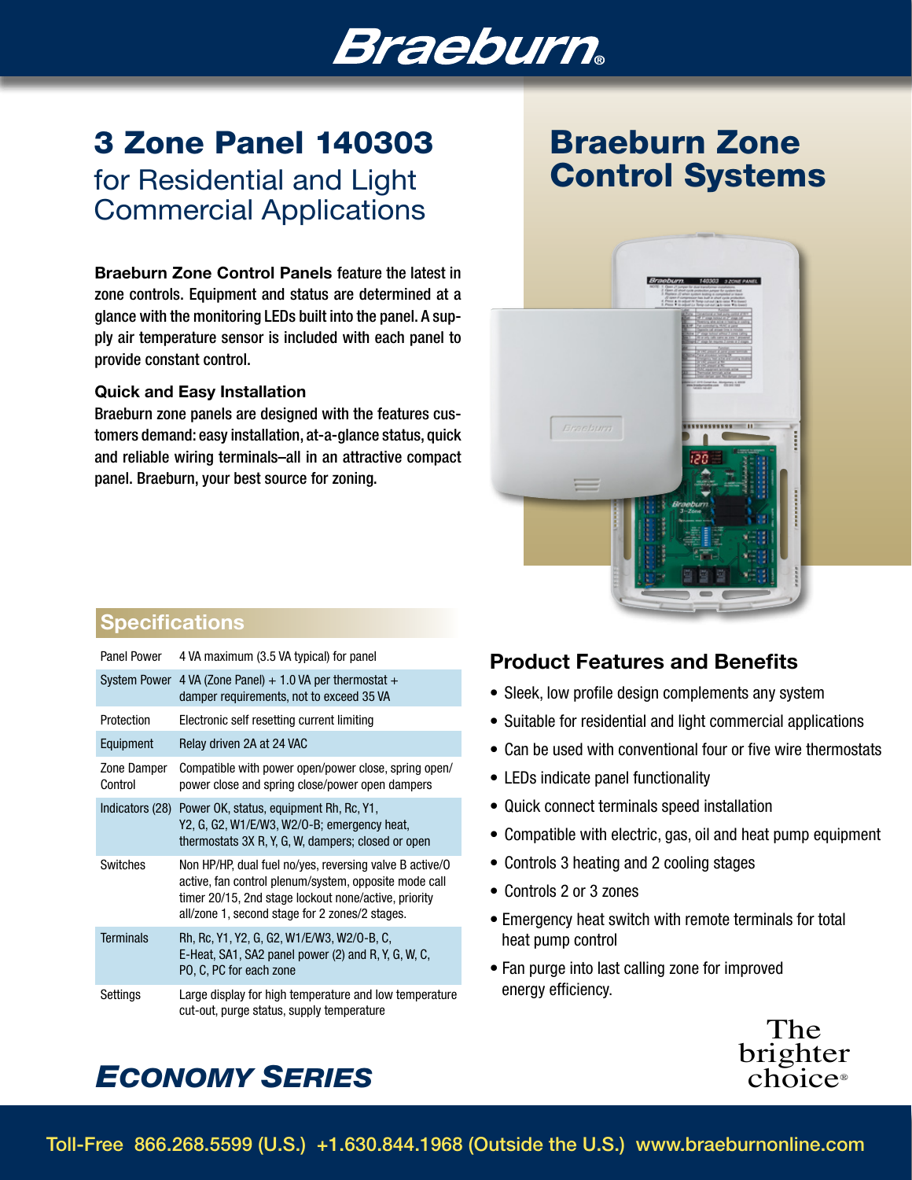# Braeburn

# 3 Zone Panel 140303

## for Residential and Light Commercial Applications

# Braeburn Zone Control Systems

**Braeburn Zone Control Panels** feature the latest in zone controls. Equipment and status are determined at a glance with the monitoring LEDs built into the panel. A supply air temperature sensor is included with each panel to provide constant control.

**Quick and Easy Installation**

Braeburn zone panels are designed with the features customers demand: easy installation, at-a-glance status, quick and reliable wiring terminals–all in an attractive compact panel. Braeburn, your best source for zoning.

## Specifications

| | |
|---|---|
| Panel Power | 4 VA maximum (3.5 VA typical) for panel |
| System Power | 4 VA (Zone Panel) + 1.0 VA per thermostat + damper requirements, not to exceed 35 VA |
| Protection | Electronic self resetting current limiting |
| Equipment | Relay driven 2A at 24 VAC |
| Zone Damper Control | Compatible with power open/power close, spring open/power close and spring close/power open dampers |
| Indicators (28) | Power OK, status, equipment Rh, Rc, Y1, Y2, G, G2, W1/E/W3, W2/O-B; emergency heat, thermostats 3X R, Y, G, W, dampers; closed or open |
| Switches | Non HP/HP, dual fuel no/yes, reversing valve B active/O active, fan control plenum/system, opposite mode call timer 20/15, 2nd stage lockout none/active, priority all/zone 1, second stage for 2 zones/2 stages. |
| Terminals | Rh, Rc, Y1, Y2, G, G2, W1/E/W3, W2/O-B, C, E-Heat, SA1, SA2 panel power (2) and R, Y, G, W, C, PO, C, PC for each zone |
| Settings | Large display for high temperature and low temperature cut-out, purge status, supply temperature |

## Product Features and Benefits

- Sleek, low profile design complements any system
- Suitable for residential and light commercial applications
- Can be used with conventional four or five wire thermostats
- LEDs indicate panel functionality
- Quick connect terminals speed installation
- Compatible with electric, gas, oil and heat pump equipment
- Controls 3 heating and 2 cooling stages
- Controls 2 or 3 zones
- Emergency heat switch with remote terminals for total heat pump control
- Fan purge into last calling zone for improved energy efficiency.

*ECONOMY SERIES*

The brighter choice®

Toll-Free 866.268.5599 (U.S.) +1.630.844.1968 (Outside the U.S.) www.braeburnonline.com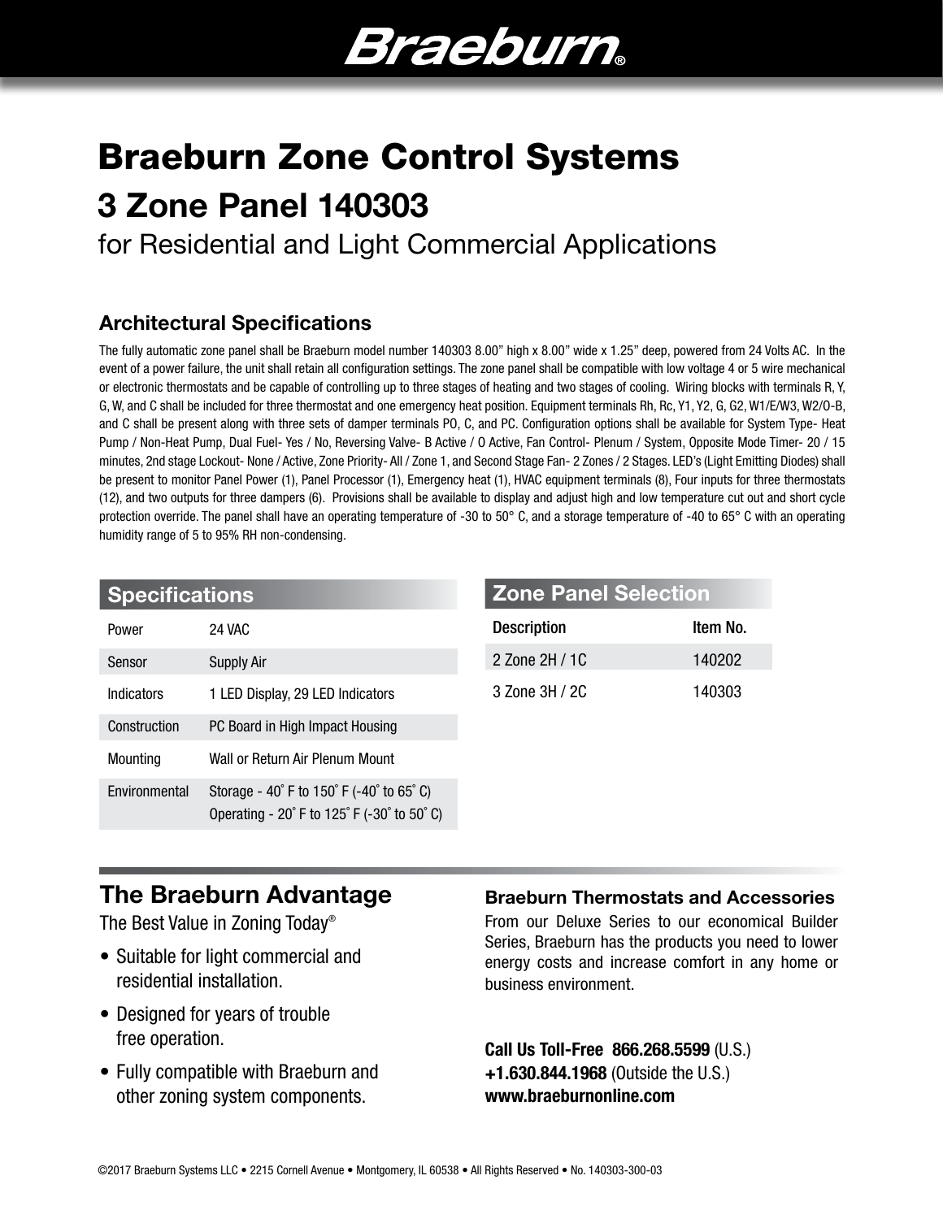# Braeburn®

# Braeburn Zone Control Systems

## 3 Zone Panel 140303

for Residential and Light Commercial Applications

### Architectural Specifications

The fully automatic zone panel shall be Braeburn model number 140303 8.00" high x 8.00" wide x 1.25" deep, powered from 24 Volts AC. In the event of a power failure, the unit shall retain all configuration settings. The zone panel shall be compatible with low voltage 4 or 5 wire mechanical or electronic thermostats and be capable of controlling up to three stages of heating and two stages of cooling. Wiring blocks with terminals R, Y, G, W, and C shall be included for three thermostat and one emergency heat position. Equipment terminals Rh, Rc, Y1, Y2, G, G2, W1/E/W3, W2/O-B, and C shall be present along with three sets of damper terminals PO, C, and PC. Configuration options shall be available for System Type- Heat Pump / Non-Heat Pump, Dual Fuel- Yes / No, Reversing Valve- B Active / O Active, Fan Control- Plenum / System, Opposite Mode Timer- 20 / 15 minutes, 2nd stage Lockout- None / Active, Zone Priority- All / Zone 1, and Second Stage Fan- 2 Zones / 2 Stages. LED's (Light Emitting Diodes) shall be present to monitor Panel Power (1), Panel Processor (1), Emergency heat (1), HVAC equipment terminals (8), Four inputs for three thermostats (12), and two outputs for three dampers (6). Provisions shall be available to display and adjust high and low temperature cut out and short cycle protection override. The panel shall have an operating temperature of -30 to 50° C, and a storage temperature of -40 to 65° C with an operating humidity range of 5 to 95% RH non-condensing.

### Specifications

| | |
|---|---|
| Power | 24 VAC |
| Sensor | Supply Air |
| Indicators | 1 LED Display, 29 LED Indicators |
| Construction | PC Board in High Impact Housing |
| Mounting | Wall or Return Air Plenum Mount |
| Environmental | Storage - 40° F to 150° F (-40° to 65° C)<br>Operating - 20° F to 125° F (-30° to 50° C) |

### Zone Panel Selection

| Description | Item No. |
|---|---|
| 2 Zone 2H / 1C | 140202 |
| 3 Zone 3H / 2C | 140303 |

## The Braeburn Advantage

The Best Value in Zoning Today®

- Suitable for light commercial and residential installation.
- Designed for years of trouble free operation.
- Fully compatible with Braeburn and other zoning system components.

### Braeburn Thermostats and Accessories

From our Deluxe Series to our economical Builder Series, Braeburn has the products you need to lower energy costs and increase comfort in any home or business environment.

**Call Us Toll-Free 866.268.5599** (U.S.)
**+1.630.844.1968** (Outside the U.S.)
**www.braeburnonline.com**

©2017 Braeburn Systems LLC • 2215 Cornell Avenue • Montgomery, IL 60538 • All Rights Reserved • No. 140303-300-03